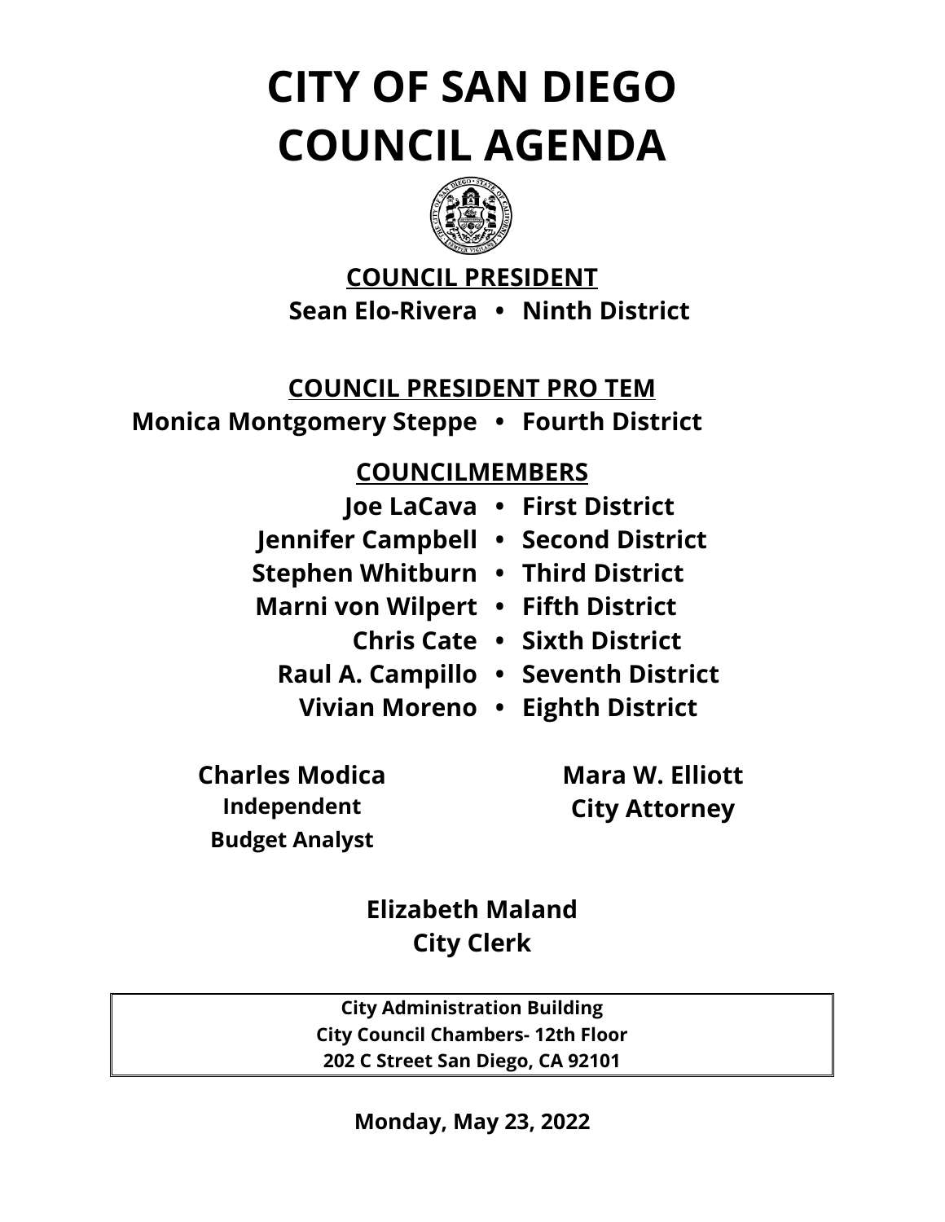# CITY OF SAN DIEGO
# COUNCIL AGENDA

**COUNCIL PRESIDENT**

**Sean Elo-Rivera • Ninth District**

**COUNCIL PRESIDENT PRO TEM**

**Monica Montgomery Steppe • Fourth District**

**COUNCILMEMBERS**

**Joe LaCava • First District**
**Jennifer Campbell • Second District**
**Stephen Whitburn • Third District**
**Marni von Wilpert • Fifth District**
**Chris Cate • Sixth District**
**Raul A. Campillo • Seventh District**
**Vivian Moreno • Eighth District**

**Charles Modica**
**Independent Budget Analyst**

**Mara W. Elliott**
**City Attorney**

**Elizabeth Maland**
**City Clerk**

| City Administration Building |
| --- |
| City Council Chambers- 12th Floor |
| 202 C Street San Diego, CA 92101 |

**Monday, May 23, 2022**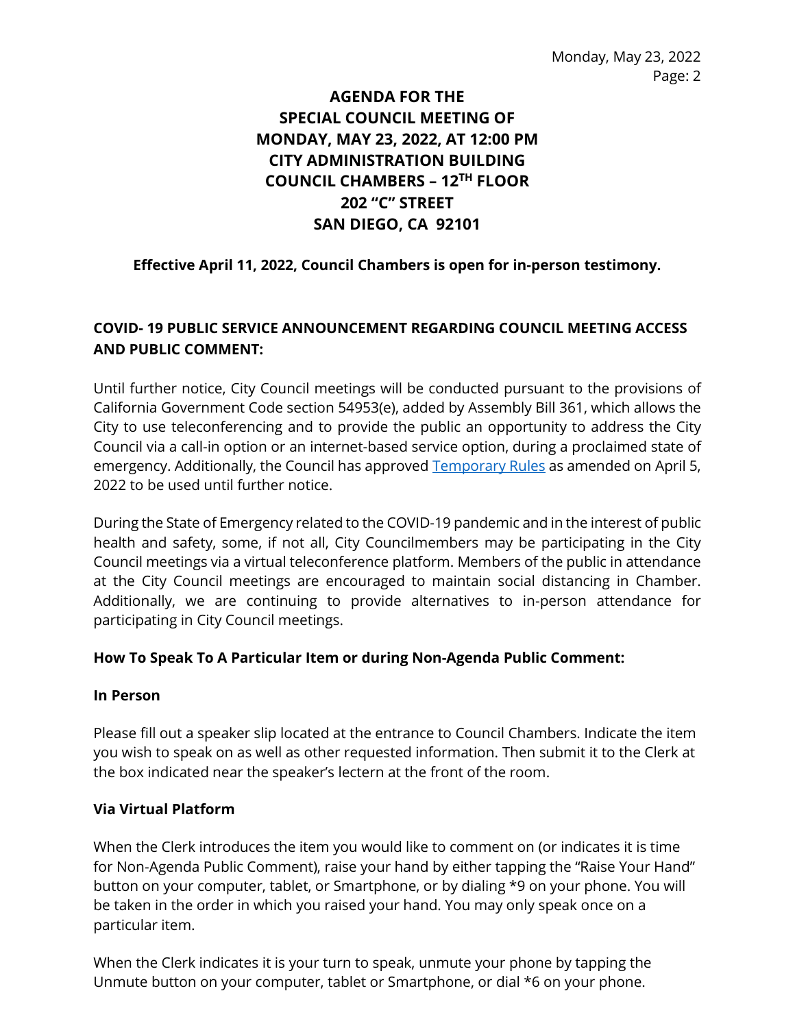**AGENDA FOR THE**
**SPECIAL COUNCIL MEETING OF**
**MONDAY, MAY 23, 2022, AT 12:00 PM**
**CITY ADMINISTRATION BUILDING**
**COUNCIL CHAMBERS – 12TH FLOOR**
**202 "C" STREET**
**SAN DIEGO, CA 92101**

**Effective April 11, 2022, Council Chambers is open for in-person testimony.**

**COVID- 19 PUBLIC SERVICE ANNOUNCEMENT REGARDING COUNCIL MEETING ACCESS AND PUBLIC COMMENT:**

Until further notice, City Council meetings will be conducted pursuant to the provisions of California Government Code section 54953(e), added by Assembly Bill 361, which allows the City to use teleconferencing and to provide the public an opportunity to address the City Council via a call-in option or an internet-based service option, during a proclaimed state of emergency. Additionally, the Council has approved Temporary Rules as amended on April 5, 2022 to be used until further notice.

During the State of Emergency related to the COVID-19 pandemic and in the interest of public health and safety, some, if not all, City Councilmembers may be participating in the City Council meetings via a virtual teleconference platform. Members of the public in attendance at the City Council meetings are encouraged to maintain social distancing in Chamber. Additionally, we are continuing to provide alternatives to in-person attendance for participating in City Council meetings.

**How To Speak To A Particular Item or during Non-Agenda Public Comment:**

**In Person**

Please fill out a speaker slip located at the entrance to Council Chambers. Indicate the item you wish to speak on as well as other requested information. Then submit it to the Clerk at the box indicated near the speaker's lectern at the front of the room.

**Via Virtual Platform**

When the Clerk introduces the item you would like to comment on (or indicates it is time for Non-Agenda Public Comment), raise your hand by either tapping the "Raise Your Hand" button on your computer, tablet, or Smartphone, or by dialing *9 on your phone. You will be taken in the order in which you raised your hand. You may only speak once on a particular item.

When the Clerk indicates it is your turn to speak, unmute your phone by tapping the Unmute button on your computer, tablet or Smartphone, or dial *6 on your phone.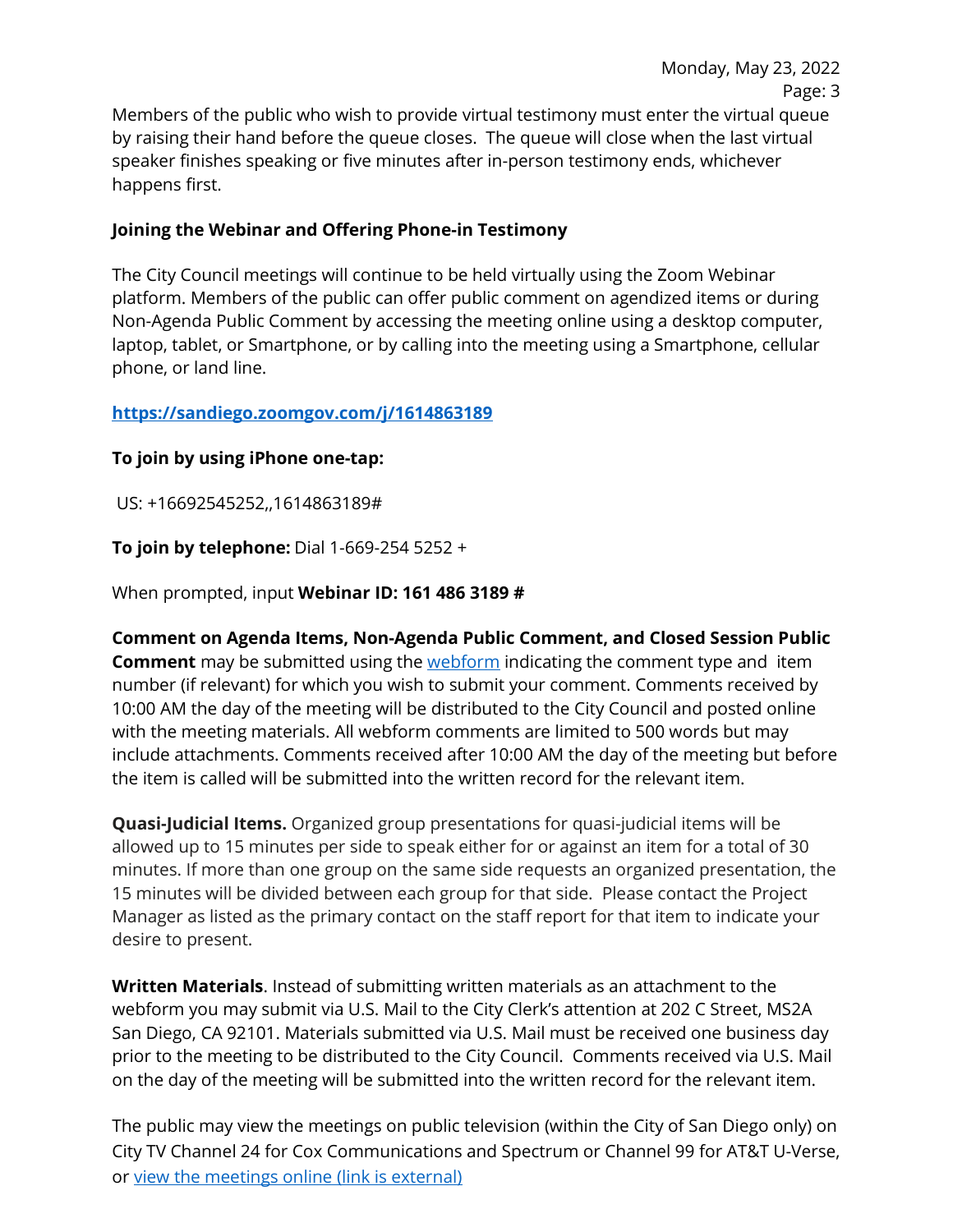Members of the public who wish to provide virtual testimony must enter the virtual queue by raising their hand before the queue closes. The queue will close when the last virtual speaker finishes speaking or five minutes after in-person testimony ends, whichever happens first.

**Joining the Webinar and Offering Phone-in Testimony**

The City Council meetings will continue to be held virtually using the Zoom Webinar platform. Members of the public can offer public comment on agendized items or during Non-Agenda Public Comment by accessing the meeting online using a desktop computer, laptop, tablet, or Smartphone, or by calling into the meeting using a Smartphone, cellular phone, or land line.

**https://sandiego.zoomgov.com/j/1614863189**

**To join by using iPhone one-tap:**

US: +16692545252,,1614863189#

**To join by telephone:** Dial 1-669-254 5252 +

When prompted, input **Webinar ID: 161 486 3189 #**

**Comment on Agenda Items, Non-Agenda Public Comment, and Closed Session Public Comment** may be submitted using the webform indicating the comment type and item number (if relevant) for which you wish to submit your comment. Comments received by 10:00 AM the day of the meeting will be distributed to the City Council and posted online with the meeting materials. All webform comments are limited to 500 words but may include attachments. Comments received after 10:00 AM the day of the meeting but before the item is called will be submitted into the written record for the relevant item.

**Quasi-Judicial Items.** Organized group presentations for quasi-judicial items will be allowed up to 15 minutes per side to speak either for or against an item for a total of 30 minutes. If more than one group on the same side requests an organized presentation, the 15 minutes will be divided between each group for that side. Please contact the Project Manager as listed as the primary contact on the staff report for that item to indicate your desire to present.

**Written Materials**. Instead of submitting written materials as an attachment to the webform you may submit via U.S. Mail to the City Clerk's attention at 202 C Street, MS2A San Diego, CA 92101. Materials submitted via U.S. Mail must be received one business day prior to the meeting to be distributed to the City Council. Comments received via U.S. Mail on the day of the meeting will be submitted into the written record for the relevant item.

The public may view the meetings on public television (within the City of San Diego only) on City TV Channel 24 for Cox Communications and Spectrum or Channel 99 for AT&T U-Verse, or view the meetings online (link is external)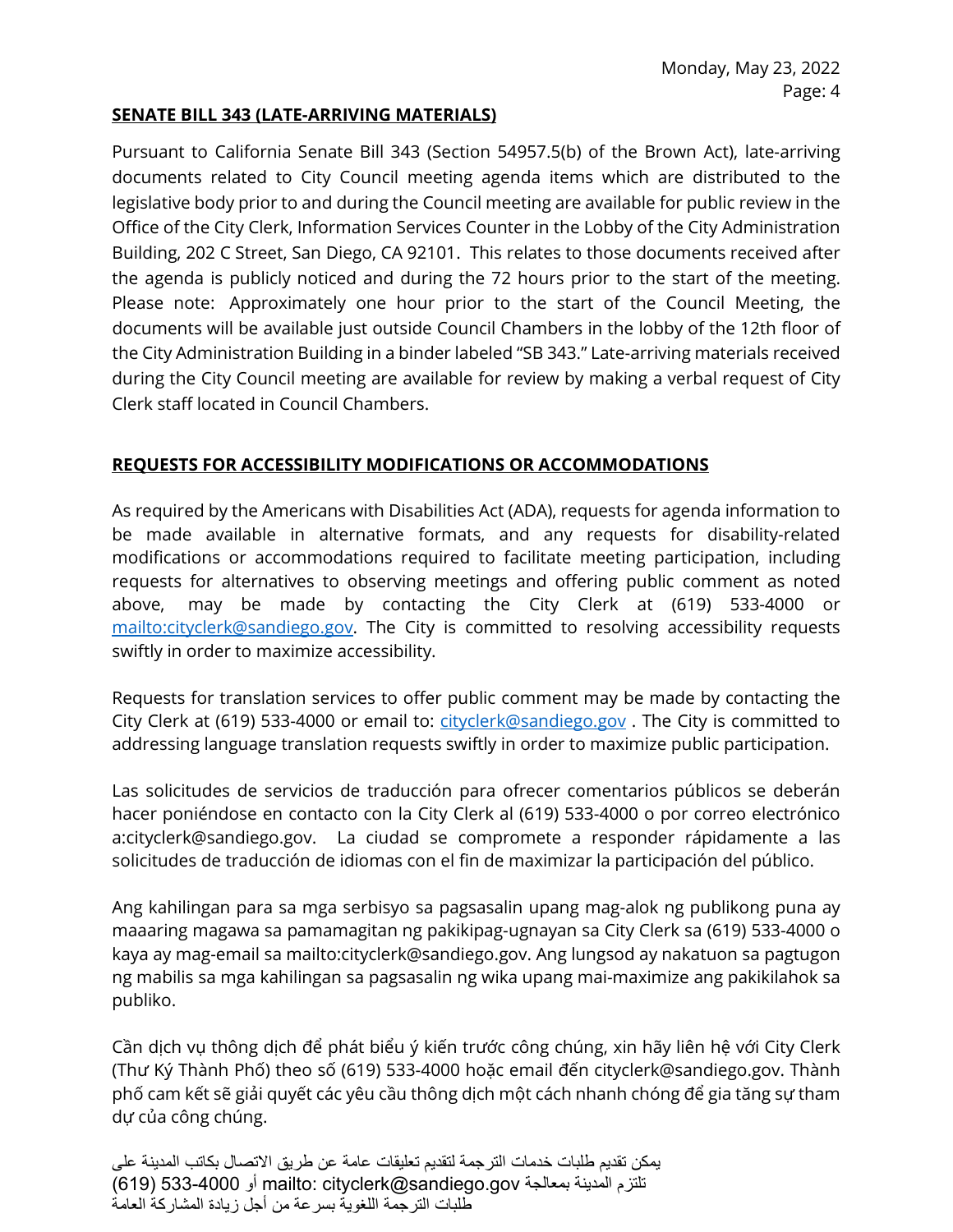## SENATE BILL 343 (LATE-ARRIVING MATERIALS)

Pursuant to California Senate Bill 343 (Section 54957.5(b) of the Brown Act), late-arriving documents related to City Council meeting agenda items which are distributed to the legislative body prior to and during the Council meeting are available for public review in the Office of the City Clerk, Information Services Counter in the Lobby of the City Administration Building, 202 C Street, San Diego, CA 92101. This relates to those documents received after the agenda is publicly noticed and during the 72 hours prior to the start of the meeting. Please note: Approximately one hour prior to the start of the Council Meeting, the documents will be available just outside Council Chambers in the lobby of the 12th floor of the City Administration Building in a binder labeled "SB 343." Late-arriving materials received during the City Council meeting are available for review by making a verbal request of City Clerk staff located in Council Chambers.

## REQUESTS FOR ACCESSIBILITY MODIFICATIONS OR ACCOMMODATIONS

As required by the Americans with Disabilities Act (ADA), requests for agenda information to be made available in alternative formats, and any requests for disability-related modifications or accommodations required to facilitate meeting participation, including requests for alternatives to observing meetings and offering public comment as noted above, may be made by contacting the City Clerk at (619) 533-4000 or mailto:cityclerk@sandiego.gov. The City is committed to resolving accessibility requests swiftly in order to maximize accessibility.

Requests for translation services to offer public comment may be made by contacting the City Clerk at (619) 533-4000 or email to: cityclerk@sandiego.gov . The City is committed to addressing language translation requests swiftly in order to maximize public participation.

Las solicitudes de servicios de traducción para ofrecer comentarios públicos se deberán hacer poniéndose en contacto con la City Clerk al (619) 533-4000 o por correo electrónico a:cityclerk@sandiego.gov. La ciudad se compromete a responder rápidamente a las solicitudes de traducción de idiomas con el fin de maximizar la participación del público.

Ang kahilingan para sa mga serbisyo sa pagsasalin upang mag-alok ng publikong puna ay maaaring magawa sa pamamagitan ng pakikipag-ugnayan sa City Clerk sa (619) 533-4000 o kaya ay mag-email sa mailto:cityclerk@sandiego.gov. Ang lungsod ay nakatuon sa pagtugon ng mabilis sa mga kahilingan sa pagsasalin ng wika upang mai-maximize ang pakikilahok sa publiko.

Cần dịch vụ thông dịch để phát biểu ý kiến trước công chúng, xin hãy liên hệ với City Clerk (Thư Ký Thành Phố) theo số (619) 533-4000 hoặc email đến cityclerk@sandiego.gov. Thành phố cam kết sẽ giải quyết các yêu cầu thông dịch một cách nhanh chóng để gia tăng sự tham dự của công chúng.

يمكن تقديم طلبات خدمات الترجمة لتقديم تعليقات عامة عن طريق الاتصال بكاتب المدينة على (619) 533-4000 أو mailto: cityclerk@sandiego.gov تلتزم المدينة بمعالجة طلبات الترجمة اللغوية بسرعة من أجل زيادة المشاركة العامة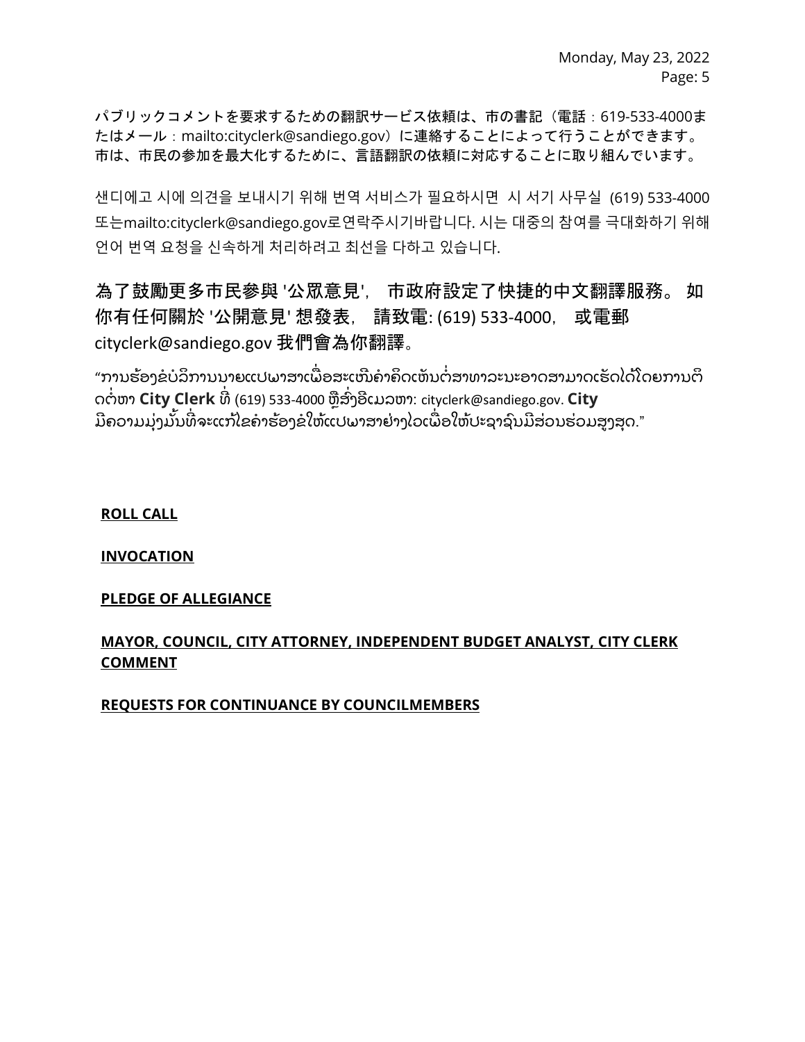パブリックコメントを要求するための翻訳サービス依頼は、市の書記（電話：619-533-4000またはメール：mailto:cityclerk@sandiego.gov）に連絡することによって行うことができます。市は、市民の参加を最大化するために、言語翻訳の依頼に対応することに取り組んでいます。

샌디에고 시에 의견을 보내시기 위해 번역 서비스가 필요하시면 시 서기 사무실 (619) 533-4000 또는mailto:cityclerk@sandiego.gov로연락주시기바랍니다. 시는 대중의 참여를 극대화하기 위해 언어 번역 요청을 신속하게 처리하려고 최선을 다하고 있습니다.

為了鼓勵更多市民參與 '公眾意見'， 市政府設定了快捷的中文翻譯服務。 如你有任何關於 '公開意見' 想發表， 請致電: (619) 533-4000， 或電郵 cityclerk@sandiego.gov 我們會為你翻譯。

"ການຮ້ອງຂໍບໍລິການນາຍແປພາສາເພື່ອສະເໜີຄຳຄິດເຫັນຕໍ່ສາທາລະນະອາດສາມາດເຮັດໄດ້ໂດຍການຕິດຕໍ່ຫາ **City Clerk** ທີ່ (619) 533-4000 ຫຼືສົ່ງອີເມວຫາ: cityclerk@sandiego.gov. **City** ມີຄວາມມຸ່ງໝັ້ນທີ່ຈະແກ້ໄຂຄຳຮ້ອງຂໍໃຫ້ແປພາສາຢ່າງໄວເພື່ອໃຫ້ປະຊາຊົນມີສ່ວນຮ່ວມສູງສຸດ."

**ROLL CALL**

**INVOCATION**

**PLEDGE OF ALLEGIANCE**

**MAYOR, COUNCIL, CITY ATTORNEY, INDEPENDENT BUDGET ANALYST, CITY CLERK COMMENT**

**REQUESTS FOR CONTINUANCE BY COUNCILMEMBERS**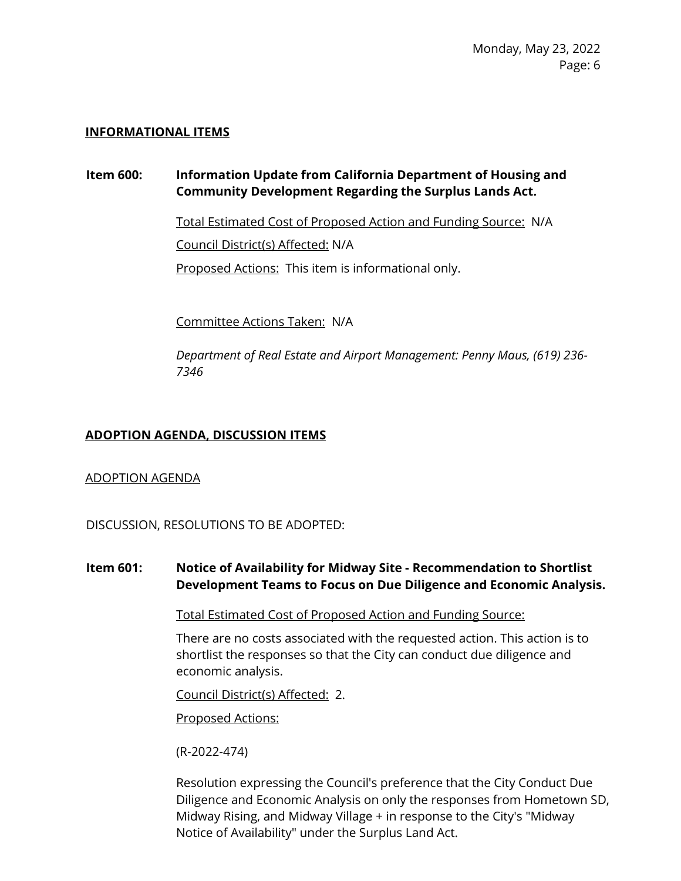## INFORMATIONAL ITEMS

### Item 600: Information Update from California Department of Housing and Community Development Regarding the Surplus Lands Act.

Total Estimated Cost of Proposed Action and Funding Source: N/A

Council District(s) Affected: N/A

Proposed Actions: This item is informational only.

Committee Actions Taken: N/A

*Department of Real Estate and Airport Management: Penny Maus, (619) 236-7346*

## ADOPTION AGENDA, DISCUSSION ITEMS

ADOPTION AGENDA

DISCUSSION, RESOLUTIONS TO BE ADOPTED:

### Item 601: Notice of Availability for Midway Site - Recommendation to Shortlist Development Teams to Focus on Due Diligence and Economic Analysis.

Total Estimated Cost of Proposed Action and Funding Source:

There are no costs associated with the requested action. This action is to shortlist the responses so that the City can conduct due diligence and economic analysis.

Council District(s) Affected: 2.

Proposed Actions:

(R-2022-474)

Resolution expressing the Council's preference that the City Conduct Due Diligence and Economic Analysis on only the responses from Hometown SD, Midway Rising, and Midway Village + in response to the City's "Midway Notice of Availability" under the Surplus Land Act.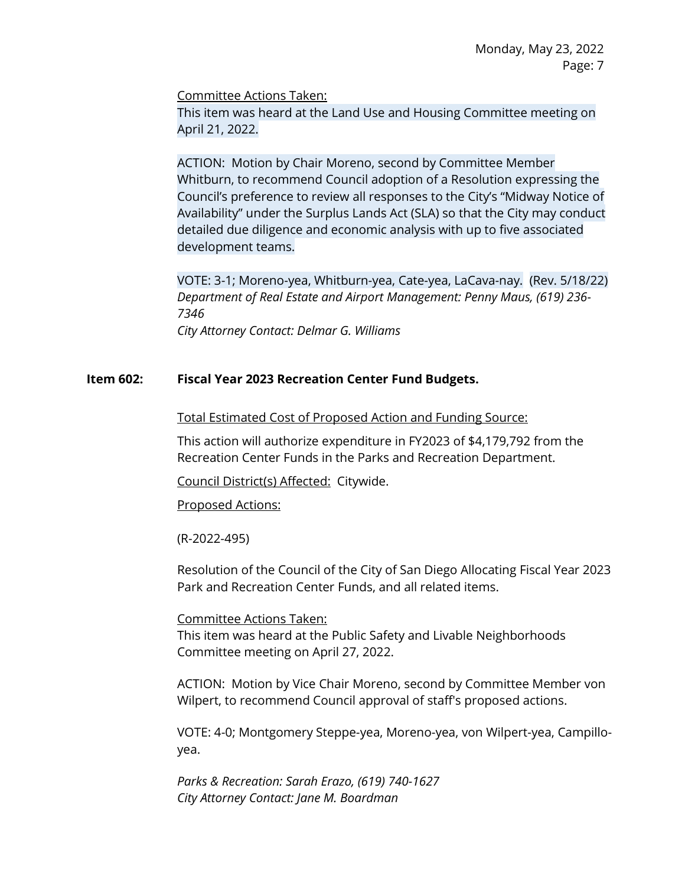Committee Actions Taken:
This item was heard at the Land Use and Housing Committee meeting on April 21, 2022.

ACTION: Motion by Chair Moreno, second by Committee Member Whitburn, to recommend Council adoption of a Resolution expressing the Council's preference to review all responses to the City's "Midway Notice of Availability" under the Surplus Lands Act (SLA) so that the City may conduct detailed due diligence and economic analysis with up to five associated development teams.

VOTE: 3-1; Moreno-yea, Whitburn-yea, Cate-yea, LaCava-nay. (Rev. 5/18/22)
*Department of Real Estate and Airport Management: Penny Maus, (619) 236-7346*
*City Attorney Contact: Delmar G. Williams*

**Item 602: Fiscal Year 2023 Recreation Center Fund Budgets.**

Total Estimated Cost of Proposed Action and Funding Source:

This action will authorize expenditure in FY2023 of $4,179,792 from the Recreation Center Funds in the Parks and Recreation Department.

Council District(s) Affected: Citywide.

Proposed Actions:

(R-2022-495)

Resolution of the Council of the City of San Diego Allocating Fiscal Year 2023 Park and Recreation Center Funds, and all related items.

Committee Actions Taken:
This item was heard at the Public Safety and Livable Neighborhoods Committee meeting on April 27, 2022.

ACTION: Motion by Vice Chair Moreno, second by Committee Member von Wilpert, to recommend Council approval of staff's proposed actions.

VOTE: 4-0; Montgomery Steppe-yea, Moreno-yea, von Wilpert-yea, Campillo-yea.

*Parks & Recreation: Sarah Erazo, (619) 740-1627*
*City Attorney Contact: Jane M. Boardman*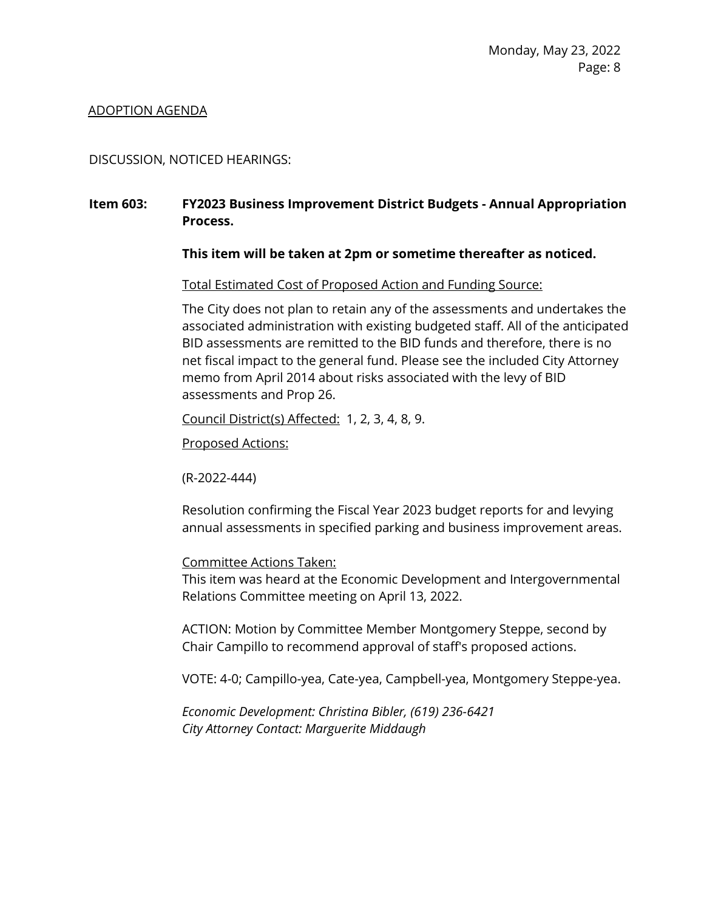ADOPTION AGENDA

DISCUSSION, NOTICED HEARINGS:

**Item 603: FY2023 Business Improvement District Budgets - Annual Appropriation Process.**

**This item will be taken at 2pm or sometime thereafter as noticed.**

Total Estimated Cost of Proposed Action and Funding Source:

The City does not plan to retain any of the assessments and undertakes the associated administration with existing budgeted staff. All of the anticipated BID assessments are remitted to the BID funds and therefore, there is no net fiscal impact to the general fund. Please see the included City Attorney memo from April 2014 about risks associated with the levy of BID assessments and Prop 26.

Council District(s) Affected: 1, 2, 3, 4, 8, 9.

Proposed Actions:

(R-2022-444)

Resolution confirming the Fiscal Year 2023 budget reports for and levying annual assessments in specified parking and business improvement areas.

Committee Actions Taken:
This item was heard at the Economic Development and Intergovernmental Relations Committee meeting on April 13, 2022.

ACTION: Motion by Committee Member Montgomery Steppe, second by Chair Campillo to recommend approval of staff's proposed actions.

VOTE: 4-0; Campillo-yea, Cate-yea, Campbell-yea, Montgomery Steppe-yea.

*Economic Development: Christina Bibler, (619) 236-6421*
*City Attorney Contact: Marguerite Middaugh*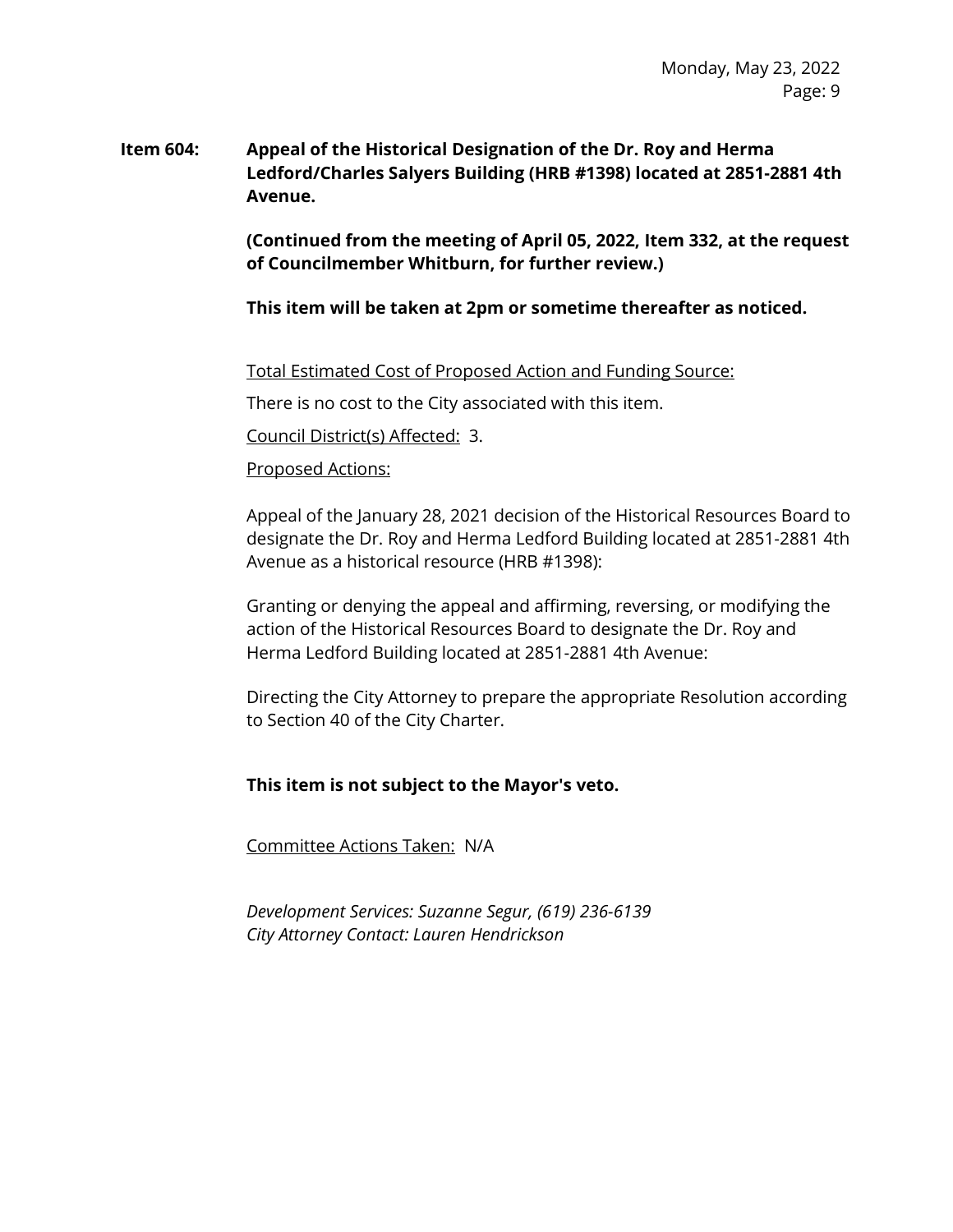**Item 604: Appeal of the Historical Designation of the Dr. Roy and Herma Ledford/Charles Salyers Building (HRB #1398) located at 2851-2881 4th Avenue.**

**(Continued from the meeting of April 05, 2022, Item 332, at the request of Councilmember Whitburn, for further review.)**

**This item will be taken at 2pm or sometime thereafter as noticed.**

Total Estimated Cost of Proposed Action and Funding Source:

There is no cost to the City associated with this item.

Council District(s) Affected: 3.

Proposed Actions:

Appeal of the January 28, 2021 decision of the Historical Resources Board to designate the Dr. Roy and Herma Ledford Building located at 2851-2881 4th Avenue as a historical resource (HRB #1398):

Granting or denying the appeal and affirming, reversing, or modifying the action of the Historical Resources Board to designate the Dr. Roy and Herma Ledford Building located at 2851-2881 4th Avenue:

Directing the City Attorney to prepare the appropriate Resolution according to Section 40 of the City Charter.

**This item is not subject to the Mayor's veto.**

Committee Actions Taken: N/A

*Development Services: Suzanne Segur, (619) 236-6139*
*City Attorney Contact: Lauren Hendrickson*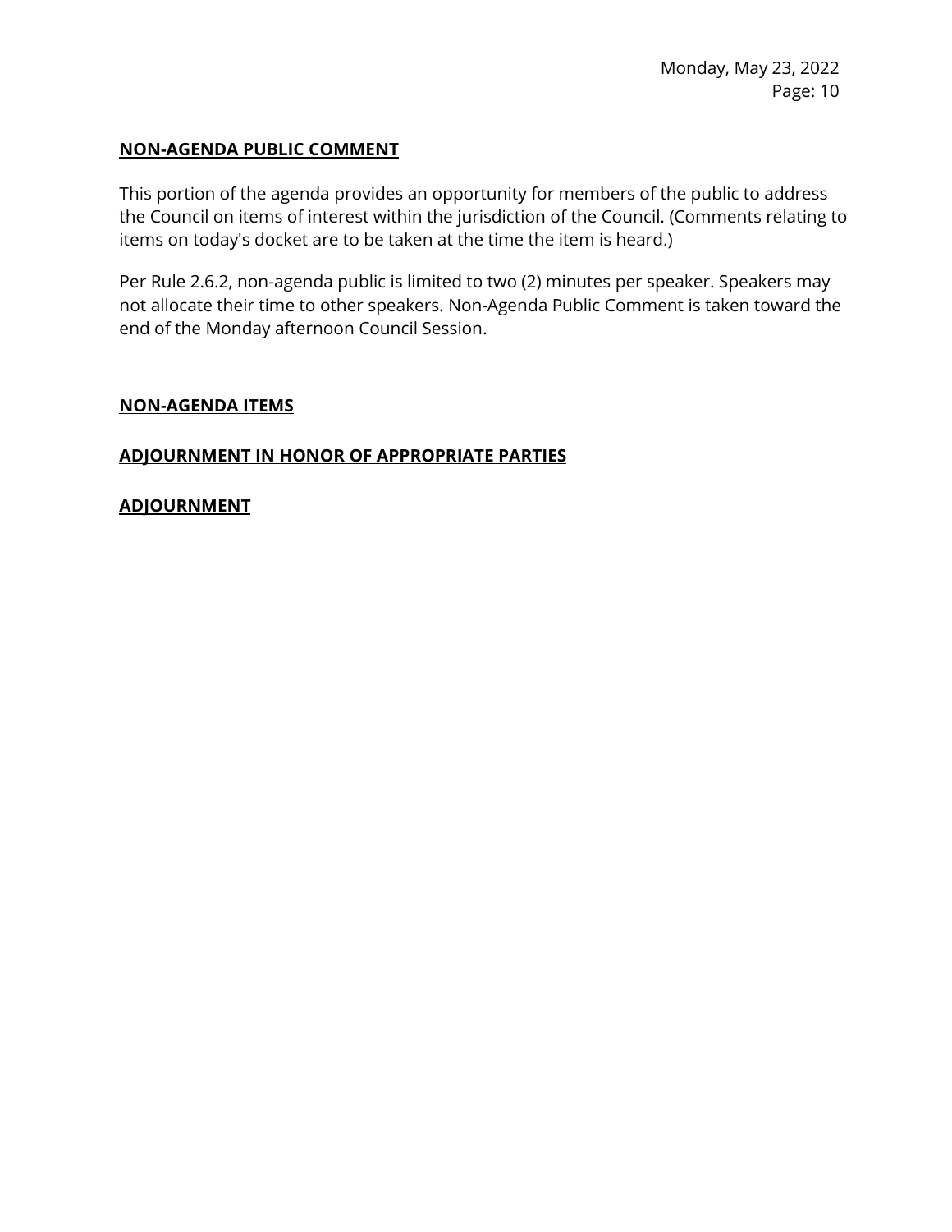## NON-AGENDA PUBLIC COMMENT

This portion of the agenda provides an opportunity for members of the public to address the Council on items of interest within the jurisdiction of the Council. (Comments relating to items on today's docket are to be taken at the time the item is heard.)

Per Rule 2.6.2, non-agenda public is limited to two (2) minutes per speaker. Speakers may not allocate their time to other speakers. Non-Agenda Public Comment is taken toward the end of the Monday afternoon Council Session.

## NON-AGENDA ITEMS

## ADJOURNMENT IN HONOR OF APPROPRIATE PARTIES

## ADJOURNMENT